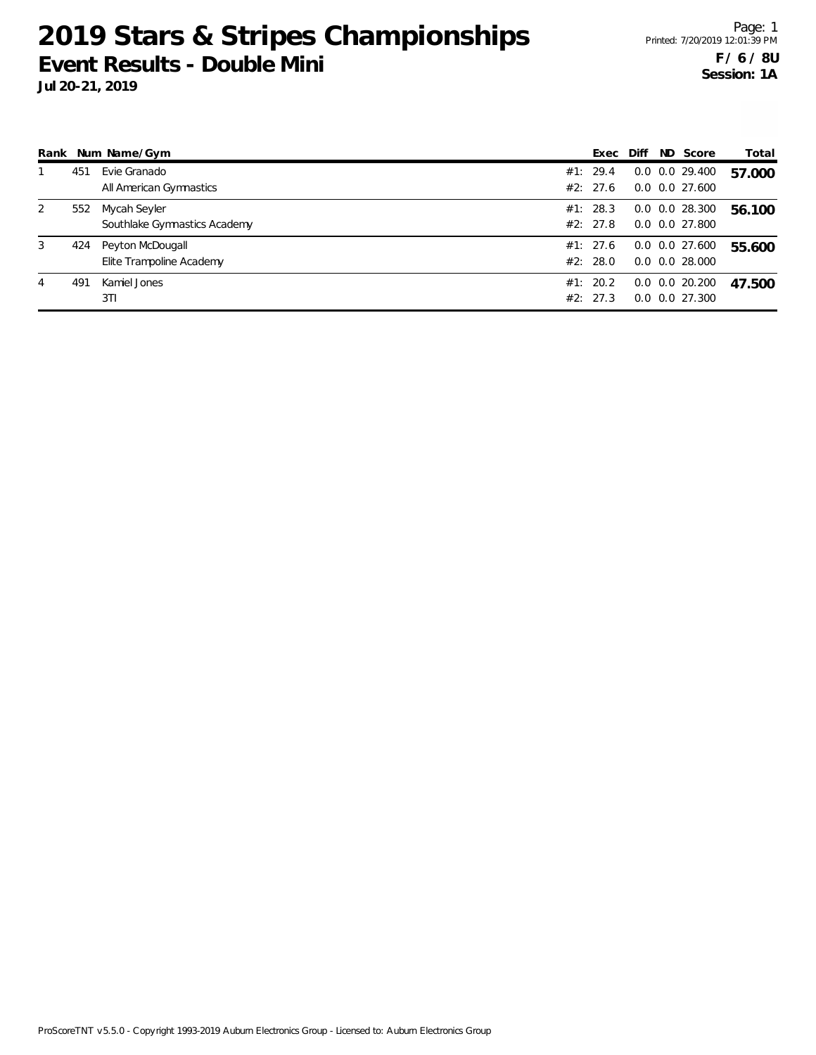# 2019 Stars & Stripes Championships

## Event Results - Double Mini

**Jul 20-21, 2019**

Printed: 7/20/2019 12:01:39 PM

**F / 6 / 8U**
**Session: 1A**

| Rank | Num | Name/Gym | | Exec | Diff | ND | Score | Total |
|---|---|---|---|---|---|---|---|---|
| 1 | 451 | Evie Granado | #1: | 29.4 | 0.0 | 0.0 | 29.400 | **57.000** |
| | | All American Gymnastics | #2: | 27.6 | 0.0 | 0.0 | 27.600 | |
| 2 | 552 | Mycah Seyler | #1: | 28.3 | 0.0 | 0.0 | 28.300 | **56.100** |
| | | Southlake Gymnastics Academy | #2: | 27.8 | 0.0 | 0.0 | 27.800 | |
| 3 | 424 | Peyton McDougall | #1: | 27.6 | 0.0 | 0.0 | 27.600 | **55.600** |
| | | Elite Trampoline Academy | #2: | 28.0 | 0.0 | 0.0 | 28.000 | |
| 4 | 491 | Kamiel Jones | #1: | 20.2 | 0.0 | 0.0 | 20.200 | **47.500** |
| | | 3TI | #2: | 27.3 | 0.0 | 0.0 | 27.300 | |

ProScoreTNT v5.5.0 - Copyright 1993-2019 Auburn Electronics Group - Licensed to: Auburn Electronics Group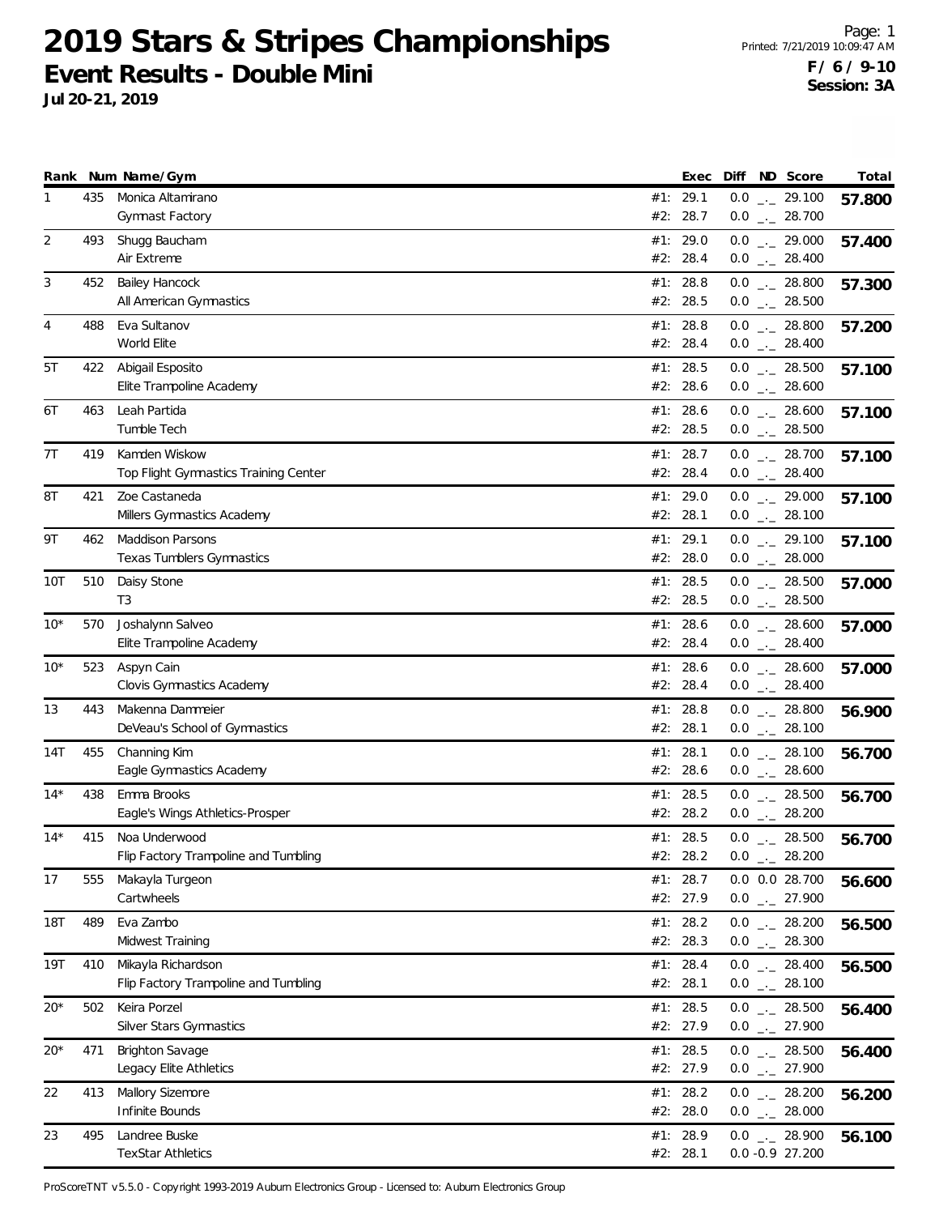# 2019 Stars & Stripes Championships

## Event Results - Double Mini

**Jul 20-21, 2019**

**F / 6 / 9-10**
**Session: 3A**

| Rank | Num | Name/Gym | Exec | Diff | ND | Score | Total |
|---|---|---|---|---|---|---|---|
| 1 | 435 | Monica Altamirano | #1: 29.1 | 0.0 | _._ | 29.100 | **57.800** |
| | | Gymnast Factory | #2: 28.7 | 0.0 | _._ | 28.700 | |
| 2 | 493 | Shugg Baucham | #1: 29.0 | 0.0 | _._ | 29.000 | **57.400** |
| | | Air Extreme | #2: 28.4 | 0.0 | _._ | 28.400 | |
| 3 | 452 | Bailey Hancock | #1: 28.8 | 0.0 | _._ | 28.800 | **57.300** |
| | | All American Gymnastics | #2: 28.5 | 0.0 | _._ | 28.500 | |
| 4 | 488 | Eva Sultanov | #1: 28.8 | 0.0 | _._ | 28.800 | **57.200** |
| | | World Elite | #2: 28.4 | 0.0 | _._ | 28.400 | |
| 5T | 422 | Abigail Esposito | #1: 28.5 | 0.0 | _._ | 28.500 | **57.100** |
| | | Elite Trampoline Academy | #2: 28.6 | 0.0 | _._ | 28.600 | |
| 6T | 463 | Leah Partida | #1: 28.6 | 0.0 | _._ | 28.600 | **57.100** |
| | | Tumble Tech | #2: 28.5 | 0.0 | _._ | 28.500 | |
| 7T | 419 | Kamden Wiskow | #1: 28.7 | 0.0 | _._ | 28.700 | **57.100** |
| | | Top Flight Gymnastics Training Center | #2: 28.4 | 0.0 | _._ | 28.400 | |
| 8T | 421 | Zoe Castaneda | #1: 29.0 | 0.0 | _._ | 29.000 | **57.100** |
| | | Millers Gymnastics Academy | #2: 28.1 | 0.0 | _._ | 28.100 | |
| 9T | 462 | Maddison Parsons | #1: 29.1 | 0.0 | _._ | 29.100 | **57.100** |
| | | Texas Tumblers Gymnastics | #2: 28.0 | 0.0 | _._ | 28.000 | |
| 10T | 510 | Daisy Stone | #1: 28.5 | 0.0 | _._ | 28.500 | **57.000** |
| | | T3 | #2: 28.5 | 0.0 | _._ | 28.500 | |
| 10* | 570 | Joshalynn Salveo | #1: 28.6 | 0.0 | _._ | 28.600 | **57.000** |
| | | Elite Trampoline Academy | #2: 28.4 | 0.0 | _._ | 28.400 | |
| 10* | 523 | Aspyn Cain | #1: 28.6 | 0.0 | _._ | 28.600 | **57.000** |
| | | Clovis Gymnastics Academy | #2: 28.4 | 0.0 | _._ | 28.400 | |
| 13 | 443 | Makenna Dammeier | #1: 28.8 | 0.0 | _._ | 28.800 | **56.900** |
| | | DeVeau's School of Gymnastics | #2: 28.1 | 0.0 | _._ | 28.100 | |
| 14T | 455 | Channing Kim | #1: 28.1 | 0.0 | _._ | 28.100 | **56.700** |
| | | Eagle Gymnastics Academy | #2: 28.6 | 0.0 | _._ | 28.600 | |
| 14* | 438 | Emma Brooks | #1: 28.5 | 0.0 | _._ | 28.500 | **56.700** |
| | | Eagle's Wings Athletics-Prosper | #2: 28.2 | 0.0 | _._ | 28.200 | |
| 14* | 415 | Noa Underwood | #1: 28.5 | 0.0 | _._ | 28.500 | **56.700** |
| | | Flip Factory Trampoline and Tumbling | #2: 28.2 | 0.0 | _._ | 28.200 | |
| 17 | 555 | Makayla Turgeon | #1: 28.7 | 0.0 | 0.0 | 28.700 | **56.600** |
| | | Cartwheels | #2: 27.9 | 0.0 | _._ | 27.900 | |
| 18T | 489 | Eva Zambo | #1: 28.2 | 0.0 | _._ | 28.200 | **56.500** |
| | | Midwest Training | #2: 28.3 | 0.0 | _._ | 28.300 | |
| 19T | 410 | Mikayla Richardson | #1: 28.4 | 0.0 | _._ | 28.400 | **56.500** |
| | | Flip Factory Trampoline and Tumbling | #2: 28.1 | 0.0 | _._ | 28.100 | |
| 20* | 502 | Keira Porzel | #1: 28.5 | 0.0 | _._ | 28.500 | **56.400** |
| | | Silver Stars Gymnastics | #2: 27.9 | 0.0 | _._ | 27.900 | |
| 20* | 471 | Brighton Savage | #1: 28.5 | 0.0 | _._ | 28.500 | **56.400** |
| | | Legacy Elite Athletics | #2: 27.9 | 0.0 | _._ | 27.900 | |
| 22 | 413 | Mallory Sizemore | #1: 28.2 | 0.0 | _._ | 28.200 | **56.200** |
| | | Infinite Bounds | #2: 28.0 | 0.0 | _._ | 28.000 | |
| 23 | 495 | Landree Buske | #1: 28.9 | 0.0 | _._ | 28.900 | **56.100** |
| | | TexStar Athletics | #2: 28.1 | 0.0 | -0.9 | 27.200 | |

ProScoreTNT v5.5.0 - Copyright 1993-2019 Auburn Electronics Group - Licensed to: Auburn Electronics Group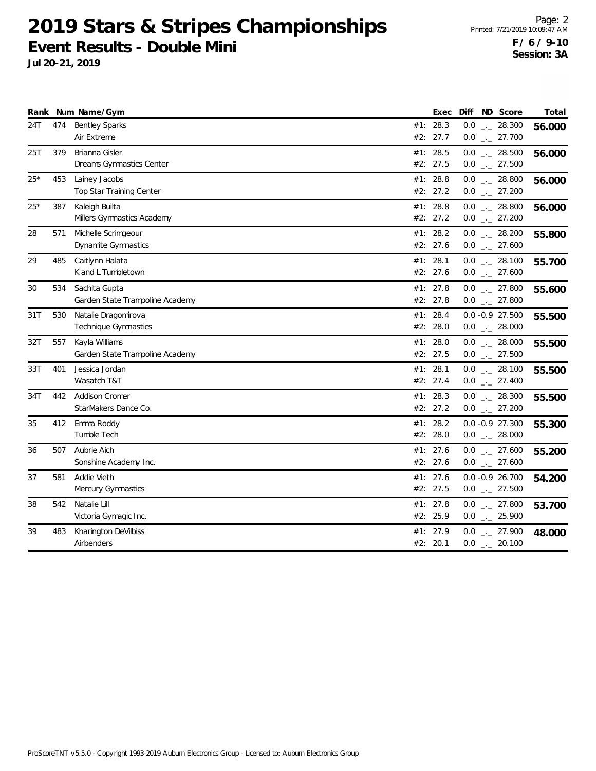# 2019 Stars & Stripes Championships

## Event Results - Double Mini

**Jul 20-21, 2019**

Printed: 7/21/2019 10:09:47 AM

**F / 6 / 9-10**
**Session: 3A**

| Rank | Num | Name/Gym | | Exec | Diff | ND | Score | Total |
|---|---|---|---|---|---|---|---|---|
| 24T | 474 | Bentley Sparks | #1: | 28.3 | 0.0 | _._ | 28.300 | **56.000** |
| | | Air Extreme | #2: | 27.7 | 0.0 | _._ | 27.700 | |
| 25T | 379 | Brianna Gisler | #1: | 28.5 | 0.0 | _._ | 28.500 | **56.000** |
| | | Dreams Gymnastics Center | #2: | 27.5 | 0.0 | _._ | 27.500 | |
| 25* | 453 | Lainey Jacobs | #1: | 28.8 | 0.0 | _._ | 28.800 | **56.000** |
| | | Top Star Training Center | #2: | 27.2 | 0.0 | _._ | 27.200 | |
| 25* | 387 | Kaleigh Builta | #1: | 28.8 | 0.0 | _._ | 28.800 | **56.000** |
| | | Millers Gymnastics Academy | #2: | 27.2 | 0.0 | _._ | 27.200 | |
| 28 | 571 | Michelle Scrimgeour | #1: | 28.2 | 0.0 | _._ | 28.200 | **55.800** |
| | | Dynamite Gymnastics | #2: | 27.6 | 0.0 | _._ | 27.600 | |
| 29 | 485 | Caitlynn Halata | #1: | 28.1 | 0.0 | _._ | 28.100 | **55.700** |
| | | K and L Tumbletown | #2: | 27.6 | 0.0 | _._ | 27.600 | |
| 30 | 534 | Sachita Gupta | #1: | 27.8 | 0.0 | _._ | 27.800 | **55.600** |
| | | Garden State Trampoline Academy | #2: | 27.8 | 0.0 | _._ | 27.800 | |
| 31T | 530 | Natalie Dragomirova | #1: | 28.4 | 0.0 | -0.9 | 27.500 | **55.500** |
| | | Technique Gymnastics | #2: | 28.0 | 0.0 | _._ | 28.000 | |
| 32T | 557 | Kayla Williams | #1: | 28.0 | 0.0 | _._ | 28.000 | **55.500** |
| | | Garden State Trampoline Academy | #2: | 27.5 | 0.0 | _._ | 27.500 | |
| 33T | 401 | Jessica Jordan | #1: | 28.1 | 0.0 | _._ | 28.100 | **55.500** |
| | | Wasatch T&T | #2: | 27.4 | 0.0 | _._ | 27.400 | |
| 34T | 442 | Addison Cromer | #1: | 28.3 | 0.0 | _._ | 28.300 | **55.500** |
| | | StarMakers Dance Co. | #2: | 27.2 | 0.0 | _._ | 27.200 | |
| 35 | 412 | Emma Roddy | #1: | 28.2 | 0.0 | -0.9 | 27.300 | **55.300** |
| | | Tumble Tech | #2: | 28.0 | 0.0 | _._ | 28.000 | |
| 36 | 507 | Aubrie Aich | #1: | 27.6 | 0.0 | _._ | 27.600 | **55.200** |
| | | Sonshine Academy Inc. | #2: | 27.6 | 0.0 | _._ | 27.600 | |
| 37 | 581 | Addie Vieth | #1: | 27.6 | 0.0 | -0.9 | 26.700 | **54.200** |
| | | Mercury Gymnastics | #2: | 27.5 | 0.0 | _._ | 27.500 | |
| 38 | 542 | Natalie Lill | #1: | 27.8 | 0.0 | _._ | 27.800 | **53.700** |
| | | Victoria Gymagic Inc. | #2: | 25.9 | 0.0 | _._ | 25.900 | |
| 39 | 483 | Kharington DeVilbiss | #1: | 27.9 | 0.0 | _._ | 27.900 | **48.000** |
| | | Airbenders | #2: | 20.1 | 0.0 | _._ | 20.100 | |

ProScoreTNT v5.5.0 - Copyright 1993-2019 Auburn Electronics Group - Licensed to: Auburn Electronics Group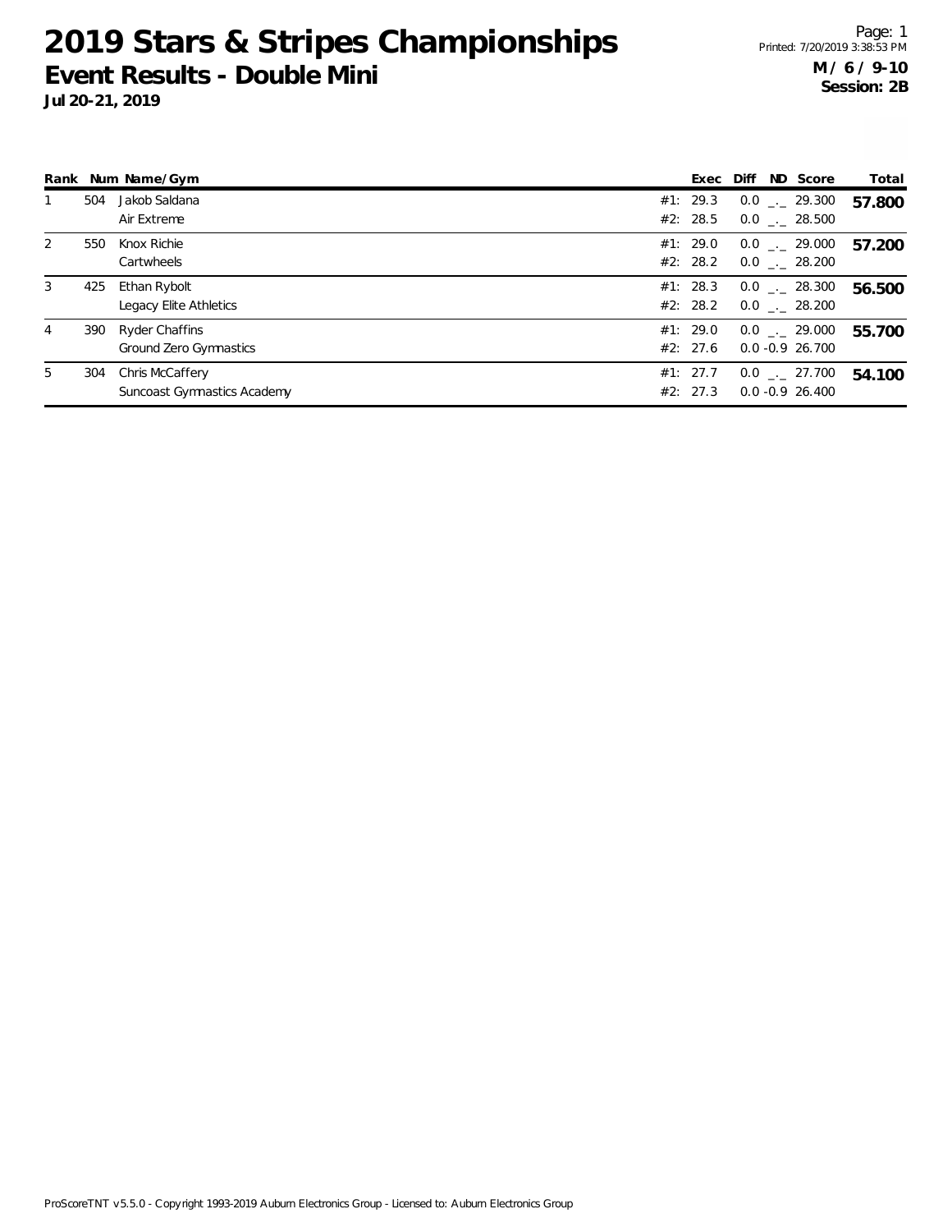# 2019 Stars & Stripes Championships

## Event Results - Double Mini

**Jul 20-21, 2019**

**M / 6 / 9-10**
**Session: 2B**

| Rank | Num | Name/Gym | | Exec | Diff | ND | Score | Total |
|---|---|---|---|---|---|---|---|---|
| 1 | 504 | Jakob Saldana | #1: | 29.3 | 0.0 | _._ | 29.300 | **57.800** |
| | | Air Extreme | #2: | 28.5 | 0.0 | _._ | 28.500 | |
| 2 | 550 | Knox Richie | #1: | 29.0 | 0.0 | _._ | 29.000 | **57.200** |
| | | Cartwheels | #2: | 28.2 | 0.0 | _._ | 28.200 | |
| 3 | 425 | Ethan Rybolt | #1: | 28.3 | 0.0 | _._ | 28.300 | **56.500** |
| | | Legacy Elite Athletics | #2: | 28.2 | 0.0 | _._ | 28.200 | |
| 4 | 390 | Ryder Chaffins | #1: | 29.0 | 0.0 | _._ | 29.000 | **55.700** |
| | | Ground Zero Gymnastics | #2: | 27.6 | 0.0 | -0.9 | 26.700 | |
| 5 | 304 | Chris McCaffery | #1: | 27.7 | 0.0 | _._ | 27.700 | **54.100** |
| | | Suncoast Gymnastics Academy | #2: | 27.3 | 0.0 | -0.9 | 26.400 | |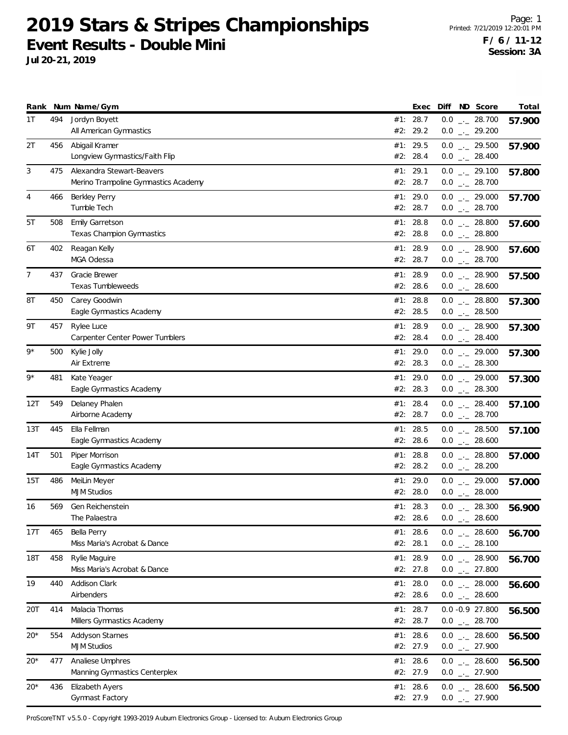# 2019 Stars & Stripes Championships

## Event Results - Double Mini

**Jul 20-21, 2019**

**F / 6 / 11-12**
**Session: 3A**

| Rank | Num | Name/Gym | | Exec | Diff | ND | Score | Total |
|---|---|---|---|---|---|---|---|---|
| 1T | 494 | Jordyn Boyett | #1: | 28.7 | 0.0 | _._ | 28.700 | **57.900** |
| | | All American Gymnastics | #2: | 29.2 | 0.0 | _._ | 29.200 | |
| 2T | 456 | Abigail Kramer | #1: | 29.5 | 0.0 | _._ | 29.500 | **57.900** |
| | | Longview Gymnastics/Faith Flip | #2: | 28.4 | 0.0 | _._ | 28.400 | |
| 3 | 475 | Alexandra Stewart-Beavers | #1: | 29.1 | 0.0 | _._ | 29.100 | **57.800** |
| | | Merino Trampoline Gymnastics Academy | #2: | 28.7 | 0.0 | _._ | 28.700 | |
| 4 | 466 | Berkley Perry | #1: | 29.0 | 0.0 | _._ | 29.000 | **57.700** |
| | | Tumble Tech | #2: | 28.7 | 0.0 | _._ | 28.700 | |
| 5T | 508 | Emily Garretson | #1: | 28.8 | 0.0 | _._ | 28.800 | **57.600** |
| | | Texas Champion Gymnastics | #2: | 28.8 | 0.0 | _._ | 28.800 | |
| 6T | 402 | Reagan Kelly | #1: | 28.9 | 0.0 | _._ | 28.900 | **57.600** |
| | | MGA Odessa | #2: | 28.7 | 0.0 | _._ | 28.700 | |
| 7 | 437 | Gracie Brewer | #1: | 28.9 | 0.0 | _._ | 28.900 | **57.500** |
| | | Texas Tumbleweeds | #2: | 28.6 | 0.0 | _._ | 28.600 | |
| 8T | 450 | Carey Goodwin | #1: | 28.8 | 0.0 | _._ | 28.800 | **57.300** |
| | | Eagle Gymnastics Academy | #2: | 28.5 | 0.0 | _._ | 28.500 | |
| 9T | 457 | Rylee Luce | #1: | 28.9 | 0.0 | _._ | 28.900 | **57.300** |
| | | Carpenter Center Power Tumblers | #2: | 28.4 | 0.0 | _._ | 28.400 | |
| 9* | 500 | Kylie Jolly | #1: | 29.0 | 0.0 | _._ | 29.000 | **57.300** |
| | | Air Extreme | #2: | 28.3 | 0.0 | _._ | 28.300 | |
| 9* | 481 | Kate Yeager | #1: | 29.0 | 0.0 | _._ | 29.000 | **57.300** |
| | | Eagle Gymnastics Academy | #2: | 28.3 | 0.0 | _._ | 28.300 | |
| 12T | 549 | Delaney Phalen | #1: | 28.4 | 0.0 | _._ | 28.400 | **57.100** |
| | | Airborne Academy | #2: | 28.7 | 0.0 | _._ | 28.700 | |
| 13T | 445 | Ella Fellman | #1: | 28.5 | 0.0 | _._ | 28.500 | **57.100** |
| | | Eagle Gymnastics Academy | #2: | 28.6 | 0.0 | _._ | 28.600 | |
| 14T | 501 | Piper Morrison | #1: | 28.8 | 0.0 | _._ | 28.800 | **57.000** |
| | | Eagle Gymnastics Academy | #2: | 28.2 | 0.0 | _._ | 28.200 | |
| 15T | 486 | MeiLin Meyer | #1: | 29.0 | 0.0 | _._ | 29.000 | **57.000** |
| | | MJM Studios | #2: | 28.0 | 0.0 | _._ | 28.000 | |
| 16 | 569 | Gen Reichenstein | #1: | 28.3 | 0.0 | _._ | 28.300 | **56.900** |
| | | The Palaestra | #2: | 28.6 | 0.0 | _._ | 28.600 | |
| 17T | 465 | Bella Perry | #1: | 28.6 | 0.0 | _._ | 28.600 | **56.700** |
| | | Miss Maria's Acrobat & Dance | #2: | 28.1 | 0.0 | _._ | 28.100 | |
| 18T | 458 | Rylie Maguire | #1: | 28.9 | 0.0 | _._ | 28.900 | **56.700** |
| | | Miss Maria's Acrobat & Dance | #2: | 27.8 | 0.0 | _._ | 27.800 | |
| 19 | 440 | Addison Clark | #1: | 28.0 | 0.0 | _._ | 28.000 | **56.600** |
| | | Airbenders | #2: | 28.6 | 0.0 | _._ | 28.600 | |
| 20T | 414 | Malacia Thomas | #1: | 28.7 | 0.0 | -0.9 | 27.800 | **56.500** |
| | | Millers Gymnastics Academy | #2: | 28.7 | 0.0 | _._ | 28.700 | |
| 20* | 554 | Addyson Starnes | #1: | 28.6 | 0.0 | _._ | 28.600 | **56.500** |
| | | MJM Studios | #2: | 27.9 | 0.0 | _._ | 27.900 | |
| 20* | 477 | Analiese Umphres | #1: | 28.6 | 0.0 | _._ | 28.600 | **56.500** |
| | | Manning Gymnastics Centerplex | #2: | 27.9 | 0.0 | _._ | 27.900 | |
| 20* | 436 | Elizabeth Ayers | #1: | 28.6 | 0.0 | _._ | 28.600 | **56.500** |
| | | Gymnast Factory | #2: | 27.9 | 0.0 | _._ | 27.900 | |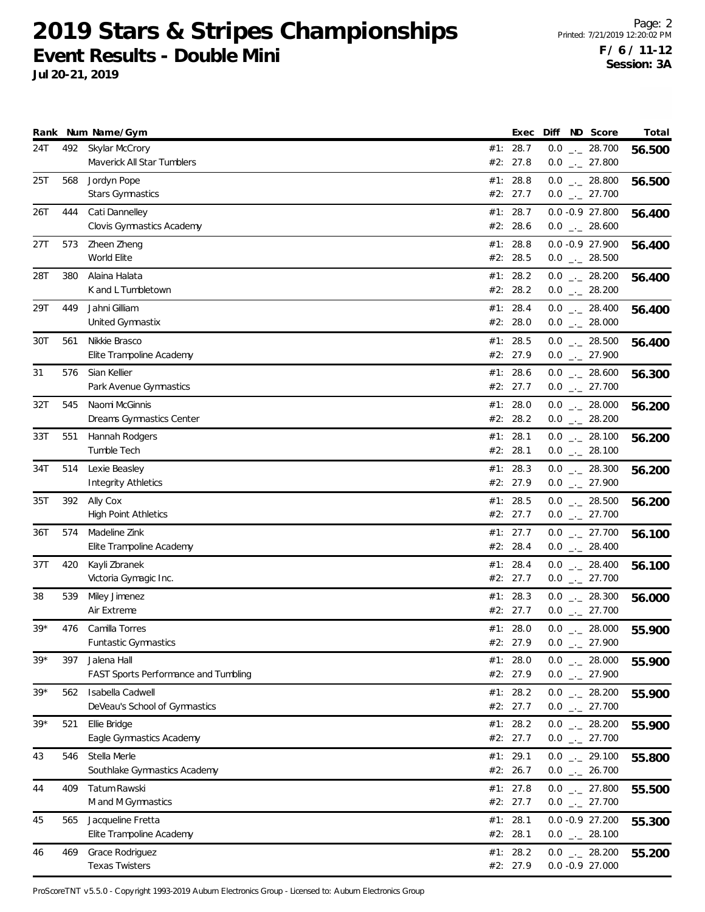# 2019 Stars & Stripes Championships

## Event Results - Double Mini

**Jul 20-21, 2019**

**F / 6 / 11-12**
**Session: 3A**

| Rank | Num | Name/Gym | | Exec | Diff | ND | Score | Total |
|---|---|---|---|---|---|---|---|---|
| 24T | 492 | Skylar McCrory | #1: | 28.7 | 0.0 | _._ | 28.700 | 56.500 |
| | | Maverick All Star Tumblers | #2: | 27.8 | 0.0 | _._ | 27.800 | |
| 25T | 568 | Jordyn Pope | #1: | 28.8 | 0.0 | _._ | 28.800 | 56.500 |
| | | Stars Gymnastics | #2: | 27.7 | 0.0 | _._ | 27.700 | |
| 26T | 444 | Cati Dannelley | #1: | 28.7 | 0.0 | -0.9 | 27.800 | 56.400 |
| | | Clovis Gymnastics Academy | #2: | 28.6 | 0.0 | _._ | 28.600 | |
| 27T | 573 | Zheen Zheng | #1: | 28.8 | 0.0 | -0.9 | 27.900 | 56.400 |
| | | World Elite | #2: | 28.5 | 0.0 | _._ | 28.500 | |
| 28T | 380 | Alaina Halata | #1: | 28.2 | 0.0 | _._ | 28.200 | 56.400 |
| | | K and L Tumbletown | #2: | 28.2 | 0.0 | _._ | 28.200 | |
| 29T | 449 | Jahni Gilliam | #1: | 28.4 | 0.0 | _._ | 28.400 | 56.400 |
| | | United Gymnastix | #2: | 28.0 | 0.0 | _._ | 28.000 | |
| 30T | 561 | Nikkie Brasco | #1: | 28.5 | 0.0 | _._ | 28.500 | 56.400 |
| | | Elite Trampoline Academy | #2: | 27.9 | 0.0 | _._ | 27.900 | |
| 31 | 576 | Sian Kellier | #1: | 28.6 | 0.0 | _._ | 28.600 | 56.300 |
| | | Park Avenue Gymnastics | #2: | 27.7 | 0.0 | _._ | 27.700 | |
| 32T | 545 | Naomi McGinnis | #1: | 28.0 | 0.0 | _._ | 28.000 | 56.200 |
| | | Dreams Gymnastics Center | #2: | 28.2 | 0.0 | _._ | 28.200 | |
| 33T | 551 | Hannah Rodgers | #1: | 28.1 | 0.0 | _._ | 28.100 | 56.200 |
| | | Tumble Tech | #2: | 28.1 | 0.0 | _._ | 28.100 | |
| 34T | 514 | Lexie Beasley | #1: | 28.3 | 0.0 | _._ | 28.300 | 56.200 |
| | | Integrity Athletics | #2: | 27.9 | 0.0 | _._ | 27.900 | |
| 35T | 392 | Ally Cox | #1: | 28.5 | 0.0 | _._ | 28.500 | 56.200 |
| | | High Point Athletics | #2: | 27.7 | 0.0 | _._ | 27.700 | |
| 36T | 574 | Madeline Zink | #1: | 27.7 | 0.0 | _._ | 27.700 | 56.100 |
| | | Elite Trampoline Academy | #2: | 28.4 | 0.0 | _._ | 28.400 | |
| 37T | 420 | Kayli Zbranek | #1: | 28.4 | 0.0 | _._ | 28.400 | 56.100 |
| | | Victoria Gymagic Inc. | #2: | 27.7 | 0.0 | _._ | 27.700 | |
| 38 | 539 | Miley Jimenez | #1: | 28.3 | 0.0 | _._ | 28.300 | 56.000 |
| | | Air Extreme | #2: | 27.7 | 0.0 | _._ | 27.700 | |
| 39* | 476 | Camilla Torres | #1: | 28.0 | 0.0 | _._ | 28.000 | 55.900 |
| | | Funtastic Gymnastics | #2: | 27.9 | 0.0 | _._ | 27.900 | |
| 39* | 397 | Jalena Hall | #1: | 28.0 | 0.0 | _._ | 28.000 | 55.900 |
| | | FAST Sports Performance and Tumbling | #2: | 27.9 | 0.0 | _._ | 27.900 | |
| 39* | 562 | Isabella Cadwell | #1: | 28.2 | 0.0 | _._ | 28.200 | 55.900 |
| | | DeVeau's School of Gymnastics | #2: | 27.7 | 0.0 | _._ | 27.700 | |
| 39* | 521 | Ellie Bridge | #1: | 28.2 | 0.0 | _._ | 28.200 | 55.900 |
| | | Eagle Gymnastics Academy | #2: | 27.7 | 0.0 | _._ | 27.700 | |
| 43 | 546 | Stella Merle | #1: | 29.1 | 0.0 | _._ | 29.100 | 55.800 |
| | | Southlake Gymnastics Academy | #2: | 26.7 | 0.0 | _._ | 26.700 | |
| 44 | 409 | Tatum Rawski | #1: | 27.8 | 0.0 | _._ | 27.800 | 55.500 |
| | | M and M Gymnastics | #2: | 27.7 | 0.0 | _._ | 27.700 | |
| 45 | 565 | Jacqueline Fretta | #1: | 28.1 | 0.0 | -0.9 | 27.200 | 55.300 |
| | | Elite Trampoline Academy | #2: | 28.1 | 0.0 | _._ | 28.100 | |
| 46 | 469 | Grace Rodriguez | #1: | 28.2 | 0.0 | _._ | 28.200 | 55.200 |
| | | Texas Twisters | #2: | 27.9 | 0.0 | -0.9 | 27.000 | |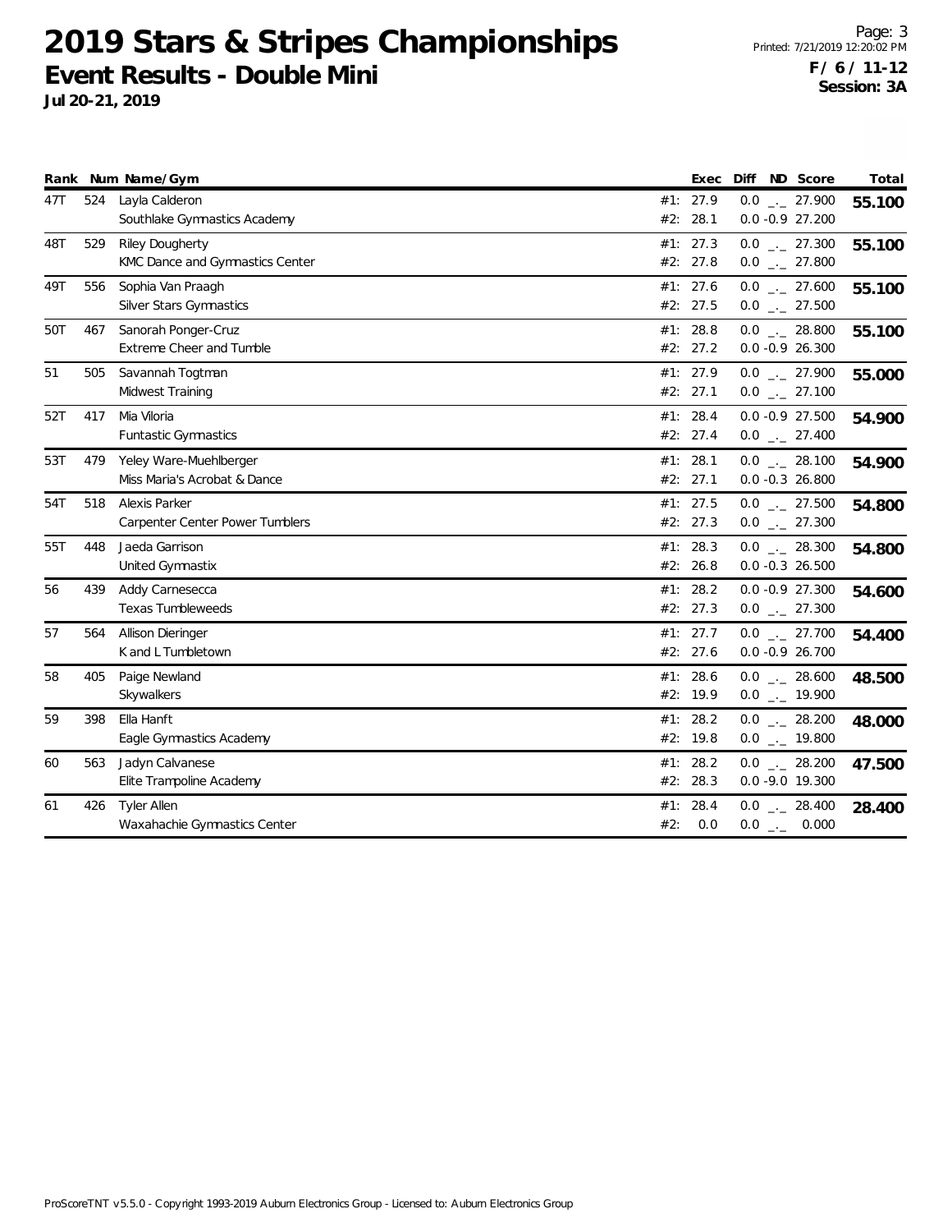# 2019 Stars & Stripes Championships

## Event Results - Double Mini

**Jul 20-21, 2019**

**F / 6 / 11-12**
**Session: 3A**

| Rank | Num | Name/Gym | | Exec | Diff | ND | Score | Total |
|---|---|---|---|---|---|---|---|---|
| 47T | 524 | Layla Calderon | #1: | 27.9 | 0.0 | _._ | 27.900 | **55.100** |
| | | Southlake Gymnastics Academy | #2: | 28.1 | 0.0 | -0.9 | 27.200 | |
| 48T | 529 | Riley Dougherty | #1: | 27.3 | 0.0 | _._ | 27.300 | **55.100** |
| | | KMC Dance and Gymnastics Center | #2: | 27.8 | 0.0 | _._ | 27.800 | |
| 49T | 556 | Sophia Van Praagh | #1: | 27.6 | 0.0 | _._ | 27.600 | **55.100** |
| | | Silver Stars Gymnastics | #2: | 27.5 | 0.0 | _._ | 27.500 | |
| 50T | 467 | Sanorah Ponger-Cruz | #1: | 28.8 | 0.0 | _._ | 28.800 | **55.100** |
| | | Extreme Cheer and Tumble | #2: | 27.2 | 0.0 | -0.9 | 26.300 | |
| 51 | 505 | Savannah Togtman | #1: | 27.9 | 0.0 | _._ | 27.900 | **55.000** |
| | | Midwest Training | #2: | 27.1 | 0.0 | _._ | 27.100 | |
| 52T | 417 | Mia Viloria | #1: | 28.4 | 0.0 | -0.9 | 27.500 | **54.900** |
| | | Funtastic Gymnastics | #2: | 27.4 | 0.0 | _._ | 27.400 | |
| 53T | 479 | Yeley Ware-Muehlberger | #1: | 28.1 | 0.0 | _._ | 28.100 | **54.900** |
| | | Miss Maria's Acrobat & Dance | #2: | 27.1 | 0.0 | -0.3 | 26.800 | |
| 54T | 518 | Alexis Parker | #1: | 27.5 | 0.0 | _._ | 27.500 | **54.800** |
| | | Carpenter Center Power Tumblers | #2: | 27.3 | 0.0 | _._ | 27.300 | |
| 55T | 448 | Jaeda Garrison | #1: | 28.3 | 0.0 | _._ | 28.300 | **54.800** |
| | | United Gymnastix | #2: | 26.8 | 0.0 | -0.3 | 26.500 | |
| 56 | 439 | Addy Carnesecca | #1: | 28.2 | 0.0 | -0.9 | 27.300 | **54.600** |
| | | Texas Tumbleweeds | #2: | 27.3 | 0.0 | _._ | 27.300 | |
| 57 | 564 | Allison Dieringer | #1: | 27.7 | 0.0 | _._ | 27.700 | **54.400** |
| | | K and L Tumbletown | #2: | 27.6 | 0.0 | -0.9 | 26.700 | |
| 58 | 405 | Paige Newland | #1: | 28.6 | 0.0 | _._ | 28.600 | **48.500** |
| | | Skywalkers | #2: | 19.9 | 0.0 | _._ | 19.900 | |
| 59 | 398 | Ella Hanft | #1: | 28.2 | 0.0 | _._ | 28.200 | **48.000** |
| | | Eagle Gymnastics Academy | #2: | 19.8 | 0.0 | _._ | 19.800 | |
| 60 | 563 | Jadyn Calvanese | #1: | 28.2 | 0.0 | _._ | 28.200 | **47.500** |
| | | Elite Trampoline Academy | #2: | 28.3 | 0.0 | -9.0 | 19.300 | |
| 61 | 426 | Tyler Allen | #1: | 28.4 | 0.0 | _._ | 28.400 | **28.400** |
| | | Waxahachie Gymnastics Center | #2: | 0.0 | 0.0 | _._ | 0.000 | |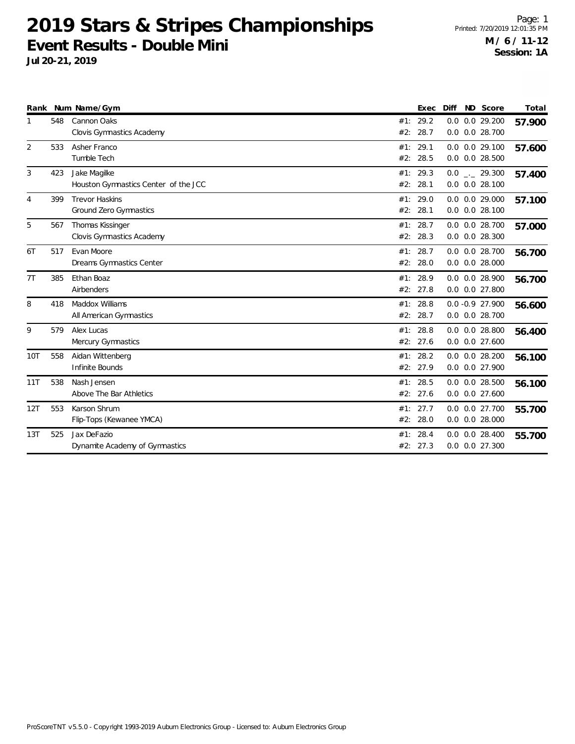# 2019 Stars & Stripes Championships

## Event Results - Double Mini

**Jul 20-21, 2019**

Page: 1
Printed: 7/20/2019 12:01:35 PM
**M / 6 / 11-12**
**Session: 1A**

| Rank | Num | Name/Gym | | Exec | Diff | ND | Score | Total |
|---|---|---|---|---|---|---|---|---|
| 1 | 548 | Cannon Oaks | #1: | 29.2 | 0.0 | 0.0 | 29.200 | **57.900** |
| | | Clovis Gymnastics Academy | #2: | 28.7 | 0.0 | 0.0 | 28.700 | |
| 2 | 533 | Asher Franco | #1: | 29.1 | 0.0 | 0.0 | 29.100 | **57.600** |
| | | Tumble Tech | #2: | 28.5 | 0.0 | 0.0 | 28.500 | |
| 3 | 423 | Jake Magilke | #1: | 29.3 | 0.0 | _._ | 29.300 | **57.400** |
| | | Houston Gymnastics Center of the JCC | #2: | 28.1 | 0.0 | 0.0 | 28.100 | |
| 4 | 399 | Trevor Haskins | #1: | 29.0 | 0.0 | 0.0 | 29.000 | **57.100** |
| | | Ground Zero Gymnastics | #2: | 28.1 | 0.0 | 0.0 | 28.100 | |
| 5 | 567 | Thomas Kissinger | #1: | 28.7 | 0.0 | 0.0 | 28.700 | **57.000** |
| | | Clovis Gymnastics Academy | #2: | 28.3 | 0.0 | 0.0 | 28.300 | |
| 6T | 517 | Evan Moore | #1: | 28.7 | 0.0 | 0.0 | 28.700 | **56.700** |
| | | Dreams Gymnastics Center | #2: | 28.0 | 0.0 | 0.0 | 28.000 | |
| 7T | 385 | Ethan Boaz | #1: | 28.9 | 0.0 | 0.0 | 28.900 | **56.700** |
| | | Airbenders | #2: | 27.8 | 0.0 | 0.0 | 27.800 | |
| 8 | 418 | Maddox Williams | #1: | 28.8 | 0.0 | -0.9 | 27.900 | **56.600** |
| | | All American Gymnastics | #2: | 28.7 | 0.0 | 0.0 | 28.700 | |
| 9 | 579 | Alex Lucas | #1: | 28.8 | 0.0 | 0.0 | 28.800 | **56.400** |
| | | Mercury Gymnastics | #2: | 27.6 | 0.0 | 0.0 | 27.600 | |
| 10T | 558 | Aidan Wittenberg | #1: | 28.2 | 0.0 | 0.0 | 28.200 | **56.100** |
| | | Infinite Bounds | #2: | 27.9 | 0.0 | 0.0 | 27.900 | |
| 11T | 538 | Nash Jensen | #1: | 28.5 | 0.0 | 0.0 | 28.500 | **56.100** |
| | | Above The Bar Athletics | #2: | 27.6 | 0.0 | 0.0 | 27.600 | |
| 12T | 553 | Karson Shrum | #1: | 27.7 | 0.0 | 0.0 | 27.700 | **55.700** |
| | | Flip-Tops (Kewanee YMCA) | #2: | 28.0 | 0.0 | 0.0 | 28.000 | |
| 13T | 525 | Jax DeFazio | #1: | 28.4 | 0.0 | 0.0 | 28.400 | **55.700** |
| | | Dynamite Academy of Gymnastics | #2: | 27.3 | 0.0 | 0.0 | 27.300 | |

ProScoreTNT v5.5.0 - Copyright 1993-2019 Auburn Electronics Group - Licensed to: Auburn Electronics Group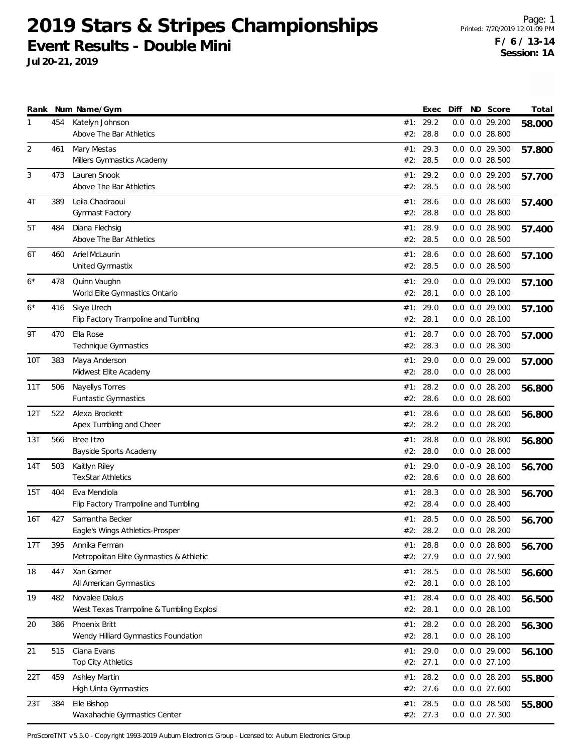# 2019 Stars & Stripes Championships

## Event Results - Double Mini

**Jul 20-21, 2019**

Printed: 7/20/2019 12:01:09 PM

**F / 6 / 13-14**
**Session: 1A**

| Rank | Num | Name/Gym | | Exec | Diff | ND | Score | Total |
|---|---|---|---|---|---|---|---|---|
| 1 | 454 | Katelyn Johnson | #1: | 29.2 | 0.0 | 0.0 | 29.200 | **58.000** |
| | | Above The Bar Athletics | #2: | 28.8 | 0.0 | 0.0 | 28.800 | |
| 2 | 461 | Mary Mestas | #1: | 29.3 | 0.0 | 0.0 | 29.300 | **57.800** |
| | | Millers Gymnastics Academy | #2: | 28.5 | 0.0 | 0.0 | 28.500 | |
| 3 | 473 | Lauren Snook | #1: | 29.2 | 0.0 | 0.0 | 29.200 | **57.700** |
| | | Above The Bar Athletics | #2: | 28.5 | 0.0 | 0.0 | 28.500 | |
| 4T | 389 | Leila Chadraoui | #1: | 28.6 | 0.0 | 0.0 | 28.600 | **57.400** |
| | | Gymnast Factory | #2: | 28.8 | 0.0 | 0.0 | 28.800 | |
| 5T | 484 | Diana Flechsig | #1: | 28.9 | 0.0 | 0.0 | 28.900 | **57.400** |
| | | Above The Bar Athletics | #2: | 28.5 | 0.0 | 0.0 | 28.500 | |
| 6T | 460 | Ariel McLaurin | #1: | 28.6 | 0.0 | 0.0 | 28.600 | **57.100** |
| | | United Gymnastix | #2: | 28.5 | 0.0 | 0.0 | 28.500 | |
| 6* | 478 | Quinn Vaughn | #1: | 29.0 | 0.0 | 0.0 | 29.000 | **57.100** |
| | | World Elite Gymnastics Ontario | #2: | 28.1 | 0.0 | 0.0 | 28.100 | |
| 6* | 416 | Skye Urech | #1: | 29.0 | 0.0 | 0.0 | 29.000 | **57.100** |
| | | Flip Factory Trampoline and Tumbling | #2: | 28.1 | 0.0 | 0.0 | 28.100 | |
| 9T | 470 | Ella Rose | #1: | 28.7 | 0.0 | 0.0 | 28.700 | **57.000** |
| | | Technique Gymnastics | #2: | 28.3 | 0.0 | 0.0 | 28.300 | |
| 10T | 383 | Maya Anderson | #1: | 29.0 | 0.0 | 0.0 | 29.000 | **57.000** |
| | | Midwest Elite Academy | #2: | 28.0 | 0.0 | 0.0 | 28.000 | |
| 11T | 506 | Nayellys Torres | #1: | 28.2 | 0.0 | 0.0 | 28.200 | **56.800** |
| | | Funtastic Gymnastics | #2: | 28.6 | 0.0 | 0.0 | 28.600 | |
| 12T | 522 | Alexa Brockett | #1: | 28.6 | 0.0 | 0.0 | 28.600 | **56.800** |
| | | Apex Tumbling and Cheer | #2: | 28.2 | 0.0 | 0.0 | 28.200 | |
| 13T | 566 | Bree Itzo | #1: | 28.8 | 0.0 | 0.0 | 28.800 | **56.800** |
| | | Bayside Sports Academy | #2: | 28.0 | 0.0 | 0.0 | 28.000 | |
| 14T | 503 | Kaitlyn Riley | #1: | 29.0 | 0.0 | -0.9 | 28.100 | **56.700** |
| | | TexStar Athletics | #2: | 28.6 | 0.0 | 0.0 | 28.600 | |
| 15T | 404 | Eva Mendiola | #1: | 28.3 | 0.0 | 0.0 | 28.300 | **56.700** |
| | | Flip Factory Trampoline and Tumbling | #2: | 28.4 | 0.0 | 0.0 | 28.400 | |
| 16T | 427 | Samantha Becker | #1: | 28.5 | 0.0 | 0.0 | 28.500 | **56.700** |
| | | Eagle's Wings Athletics-Prosper | #2: | 28.2 | 0.0 | 0.0 | 28.200 | |
| 17T | 395 | Annika Ferman | #1: | 28.8 | 0.0 | 0.0 | 28.800 | **56.700** |
| | | Metropolitan Elite Gymnastics & Athletic | #2: | 27.9 | 0.0 | 0.0 | 27.900 | |
| 18 | 447 | Xan Garner | #1: | 28.5 | 0.0 | 0.0 | 28.500 | **56.600** |
| | | All American Gymnastics | #2: | 28.1 | 0.0 | 0.0 | 28.100 | |
| 19 | 482 | Novalee Dakus | #1: | 28.4 | 0.0 | 0.0 | 28.400 | **56.500** |
| | | West Texas Trampoline & Tumbling Explosi | #2: | 28.1 | 0.0 | 0.0 | 28.100 | |
| 20 | 386 | Phoenix Britt | #1: | 28.2 | 0.0 | 0.0 | 28.200 | **56.300** |
| | | Wendy Hilliard Gymnastics Foundation | #2: | 28.1 | 0.0 | 0.0 | 28.100 | |
| 21 | 515 | Ciana Evans | #1: | 29.0 | 0.0 | 0.0 | 29.000 | **56.100** |
| | | Top City Athletics | #2: | 27.1 | 0.0 | 0.0 | 27.100 | |
| 22T | 459 | Ashley Martin | #1: | 28.2 | 0.0 | 0.0 | 28.200 | **55.800** |
| | | High Uinta Gymnastics | #2: | 27.6 | 0.0 | 0.0 | 27.600 | |
| 23T | 384 | Elle Bishop | #1: | 28.5 | 0.0 | 0.0 | 28.500 | **55.800** |
| | | Waxahachie Gymnastics Center | #2: | 27.3 | 0.0 | 0.0 | 27.300 | |

ProScoreTNT v5.5.0 - Copyright 1993-2019 Auburn Electronics Group - Licensed to: Auburn Electronics Group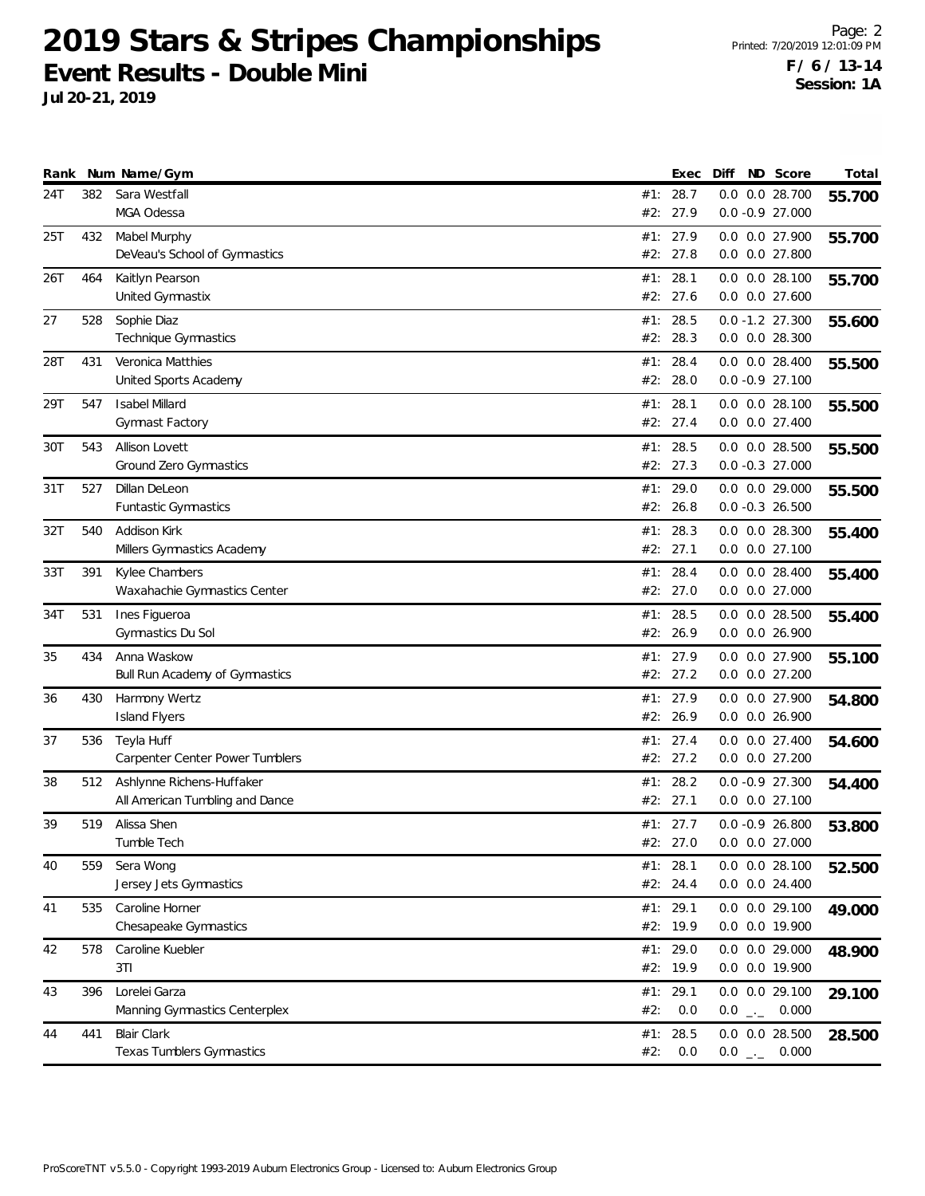# 2019 Stars & Stripes Championships

## Event Results - Double Mini

**Jul 20-21, 2019**

**F / 6 / 13-14**
**Session: 1A**

| Rank | Num | Name/Gym | | Exec | Diff | ND | Score | Total |
|---|---|---|---|---|---|---|---|---|
| 24T | 382 | Sara Westfall | #1: | 28.7 | 0.0 | 0.0 | 28.700 | 55.700 |
| | | MGA Odessa | #2: | 27.9 | 0.0 | -0.9 | 27.000 | |
| 25T | 432 | Mabel Murphy | #1: | 27.9 | 0.0 | 0.0 | 27.900 | 55.700 |
| | | DeVeau's School of Gymnastics | #2: | 27.8 | 0.0 | 0.0 | 27.800 | |
| 26T | 464 | Kaitlyn Pearson | #1: | 28.1 | 0.0 | 0.0 | 28.100 | 55.700 |
| | | United Gymnastix | #2: | 27.6 | 0.0 | 0.0 | 27.600 | |
| 27 | 528 | Sophie Diaz | #1: | 28.5 | 0.0 | -1.2 | 27.300 | 55.600 |
| | | Technique Gymnastics | #2: | 28.3 | 0.0 | 0.0 | 28.300 | |
| 28T | 431 | Veronica Matthies | #1: | 28.4 | 0.0 | 0.0 | 28.400 | 55.500 |
| | | United Sports Academy | #2: | 28.0 | 0.0 | -0.9 | 27.100 | |
| 29T | 547 | Isabel Millard | #1: | 28.1 | 0.0 | 0.0 | 28.100 | 55.500 |
| | | Gymnast Factory | #2: | 27.4 | 0.0 | 0.0 | 27.400 | |
| 30T | 543 | Allison Lovett | #1: | 28.5 | 0.0 | 0.0 | 28.500 | 55.500 |
| | | Ground Zero Gymnastics | #2: | 27.3 | 0.0 | -0.3 | 27.000 | |
| 31T | 527 | Dillan DeLeon | #1: | 29.0 | 0.0 | 0.0 | 29.000 | 55.500 |
| | | Funtastic Gymnastics | #2: | 26.8 | 0.0 | -0.3 | 26.500 | |
| 32T | 540 | Addison Kirk | #1: | 28.3 | 0.0 | 0.0 | 28.300 | 55.400 |
| | | Millers Gymnastics Academy | #2: | 27.1 | 0.0 | 0.0 | 27.100 | |
| 33T | 391 | Kylee Chambers | #1: | 28.4 | 0.0 | 0.0 | 28.400 | 55.400 |
| | | Waxahachie Gymnastics Center | #2: | 27.0 | 0.0 | 0.0 | 27.000 | |
| 34T | 531 | Ines Figueroa | #1: | 28.5 | 0.0 | 0.0 | 28.500 | 55.400 |
| | | Gymnastics Du Sol | #2: | 26.9 | 0.0 | 0.0 | 26.900 | |
| 35 | 434 | Anna Waskow | #1: | 27.9 | 0.0 | 0.0 | 27.900 | 55.100 |
| | | Bull Run Academy of Gymnastics | #2: | 27.2 | 0.0 | 0.0 | 27.200 | |
| 36 | 430 | Harmony Wertz | #1: | 27.9 | 0.0 | 0.0 | 27.900 | 54.800 |
| | | Island Flyers | #2: | 26.9 | 0.0 | 0.0 | 26.900 | |
| 37 | 536 | Teyla Huff | #1: | 27.4 | 0.0 | 0.0 | 27.400 | 54.600 |
| | | Carpenter Center Power Tumblers | #2: | 27.2 | 0.0 | 0.0 | 27.200 | |
| 38 | 512 | Ashlynne Richens-Huffaker | #1: | 28.2 | 0.0 | -0.9 | 27.300 | 54.400 |
| | | All American Tumbling and Dance | #2: | 27.1 | 0.0 | 0.0 | 27.100 | |
| 39 | 519 | Alissa Shen | #1: | 27.7 | 0.0 | -0.9 | 26.800 | 53.800 |
| | | Tumble Tech | #2: | 27.0 | 0.0 | 0.0 | 27.000 | |
| 40 | 559 | Sera Wong | #1: | 28.1 | 0.0 | 0.0 | 28.100 | 52.500 |
| | | Jersey Jets Gymnastics | #2: | 24.4 | 0.0 | 0.0 | 24.400 | |
| 41 | 535 | Caroline Horner | #1: | 29.1 | 0.0 | 0.0 | 29.100 | 49.000 |
| | | Chesapeake Gymnastics | #2: | 19.9 | 0.0 | 0.0 | 19.900 | |
| 42 | 578 | Caroline Kuebler | #1: | 29.0 | 0.0 | 0.0 | 29.000 | 48.900 |
| | | 3TI | #2: | 19.9 | 0.0 | 0.0 | 19.900 | |
| 43 | 396 | Lorelei Garza | #1: | 29.1 | 0.0 | 0.0 | 29.100 | 29.100 |
| | | Manning Gymnastics Centerplex | #2: | 0.0 | 0.0 | _._ | 0.000 | |
| 44 | 441 | Blair Clark | #1: | 28.5 | 0.0 | 0.0 | 28.500 | 28.500 |
| | | Texas Tumblers Gymnastics | #2: | 0.0 | 0.0 | _._ | 0.000 | |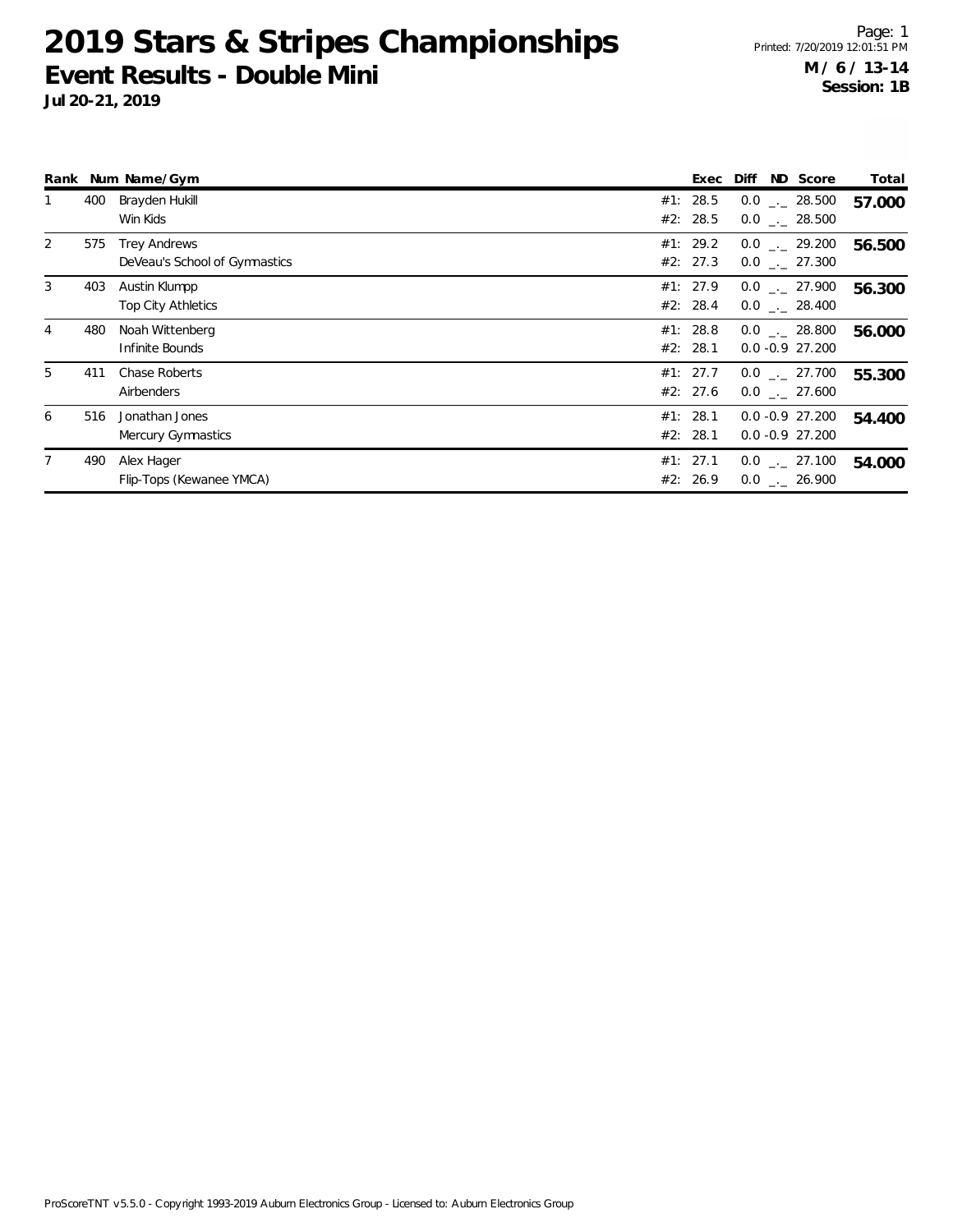# 2019 Stars & Stripes Championships

## Event Results - Double Mini

**Jul 20-21, 2019**

**M / 6 / 13-14**
**Session: 1B**

| Rank | Num | Name/Gym | Exec | Diff | ND | Score | Total |
|---|---|---|---|---|---|---|---|
| 1 | 400 | Brayden Hukill | #1: 28.5 | 0.0 | _._ | 28.500 | **57.000** |
| | | Win Kids | #2: 28.5 | 0.0 | _._ | 28.500 | |
| 2 | 575 | Trey Andrews | #1: 29.2 | 0.0 | _._ | 29.200 | **56.500** |
| | | DeVeau's School of Gymnastics | #2: 27.3 | 0.0 | _._ | 27.300 | |
| 3 | 403 | Austin Klumpp | #1: 27.9 | 0.0 | _._ | 27.900 | **56.300** |
| | | Top City Athletics | #2: 28.4 | 0.0 | _._ | 28.400 | |
| 4 | 480 | Noah Wittenberg | #1: 28.8 | 0.0 | _._ | 28.800 | **56.000** |
| | | Infinite Bounds | #2: 28.1 | 0.0 | -0.9 | 27.200 | |
| 5 | 411 | Chase Roberts | #1: 27.7 | 0.0 | _._ | 27.700 | **55.300** |
| | | Airbenders | #2: 27.6 | 0.0 | _._ | 27.600 | |
| 6 | 516 | Jonathan Jones | #1: 28.1 | 0.0 | -0.9 | 27.200 | **54.400** |
| | | Mercury Gymnastics | #2: 28.1 | 0.0 | -0.9 | 27.200 | |
| 7 | 490 | Alex Hager | #1: 27.1 | 0.0 | _._ | 27.100 | **54.000** |
| | | Flip-Tops (Kewanee YMCA) | #2: 26.9 | 0.0 | _._ | 26.900 | |

ProScoreTNT v5.5.0 - Copyright 1993-2019 Auburn Electronics Group - Licensed to: Auburn Electronics Group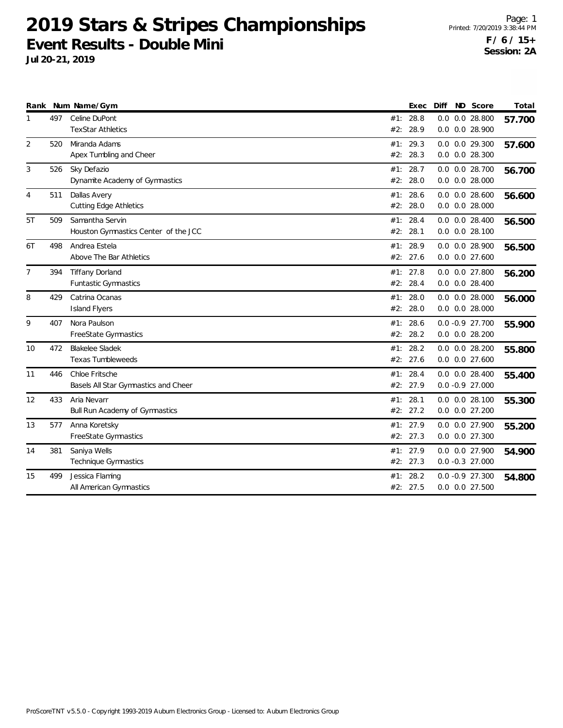# 2019 Stars & Stripes Championships

## Event Results - Double Mini

**Jul 20-21, 2019**

Printed: 7/20/2019 3:38:44 PM

**F / 6 / 15+**
**Session: 2A**

| Rank | Num | Name/Gym | | Exec | Diff | ND | Score | Total |
|---|---|---|---|---|---|---|---|---|
| 1 | 497 | Celine DuPont | #1: | 28.8 | 0.0 | 0.0 | 28.800 | **57.700** |
| | | TexStar Athletics | #2: | 28.9 | 0.0 | 0.0 | 28.900 | |
| 2 | 520 | Miranda Adams | #1: | 29.3 | 0.0 | 0.0 | 29.300 | **57.600** |
| | | Apex Tumbling and Cheer | #2: | 28.3 | 0.0 | 0.0 | 28.300 | |
| 3 | 526 | Sky Defazio | #1: | 28.7 | 0.0 | 0.0 | 28.700 | **56.700** |
| | | Dynamite Academy of Gymnastics | #2: | 28.0 | 0.0 | 0.0 | 28.000 | |
| 4 | 511 | Dallas Avery | #1: | 28.6 | 0.0 | 0.0 | 28.600 | **56.600** |
| | | Cutting Edge Athletics | #2: | 28.0 | 0.0 | 0.0 | 28.000 | |
| 5T | 509 | Samantha Servin | #1: | 28.4 | 0.0 | 0.0 | 28.400 | **56.500** |
| | | Houston Gymnastics Center of the JCC | #2: | 28.1 | 0.0 | 0.0 | 28.100 | |
| 6T | 498 | Andrea Estela | #1: | 28.9 | 0.0 | 0.0 | 28.900 | **56.500** |
| | | Above The Bar Athletics | #2: | 27.6 | 0.0 | 0.0 | 27.600 | |
| 7 | 394 | Tiffany Dorland | #1: | 27.8 | 0.0 | 0.0 | 27.800 | **56.200** |
| | | Funtastic Gymnastics | #2: | 28.4 | 0.0 | 0.0 | 28.400 | |
| 8 | 429 | Catrina Ocanas | #1: | 28.0 | 0.0 | 0.0 | 28.000 | **56.000** |
| | | Island Flyers | #2: | 28.0 | 0.0 | 0.0 | 28.000 | |
| 9 | 407 | Nora Paulson | #1: | 28.6 | 0.0 | -0.9 | 27.700 | **55.900** |
| | | FreeState Gymnastics | #2: | 28.2 | 0.0 | 0.0 | 28.200 | |
| 10 | 472 | Blakelee Sladek | #1: | 28.2 | 0.0 | 0.0 | 28.200 | **55.800** |
| | | Texas Tumbleweeds | #2: | 27.6 | 0.0 | 0.0 | 27.600 | |
| 11 | 446 | Chloe Fritsche | #1: | 28.4 | 0.0 | 0.0 | 28.400 | **55.400** |
| | | Basels All Star Gymnastics and Cheer | #2: | 27.9 | 0.0 | -0.9 | 27.000 | |
| 12 | 433 | Aria Nevarr | #1: | 28.1 | 0.0 | 0.0 | 28.100 | **55.300** |
| | | Bull Run Academy of Gymnastics | #2: | 27.2 | 0.0 | 0.0 | 27.200 | |
| 13 | 577 | Anna Koretsky | #1: | 27.9 | 0.0 | 0.0 | 27.900 | **55.200** |
| | | FreeState Gymnastics | #2: | 27.3 | 0.0 | 0.0 | 27.300 | |
| 14 | 381 | Saniya Wells | #1: | 27.9 | 0.0 | 0.0 | 27.900 | **54.900** |
| | | Technique Gymnastics | #2: | 27.3 | 0.0 | -0.3 | 27.000 | |
| 15 | 499 | Jessica Flaming | #1: | 28.2 | 0.0 | -0.9 | 27.300 | **54.800** |
| | | All American Gymnastics | #2: | 27.5 | 0.0 | 0.0 | 27.500 | |

ProScoreTNT v5.5.0 - Copyright 1993-2019 Auburn Electronics Group - Licensed to: Auburn Electronics Group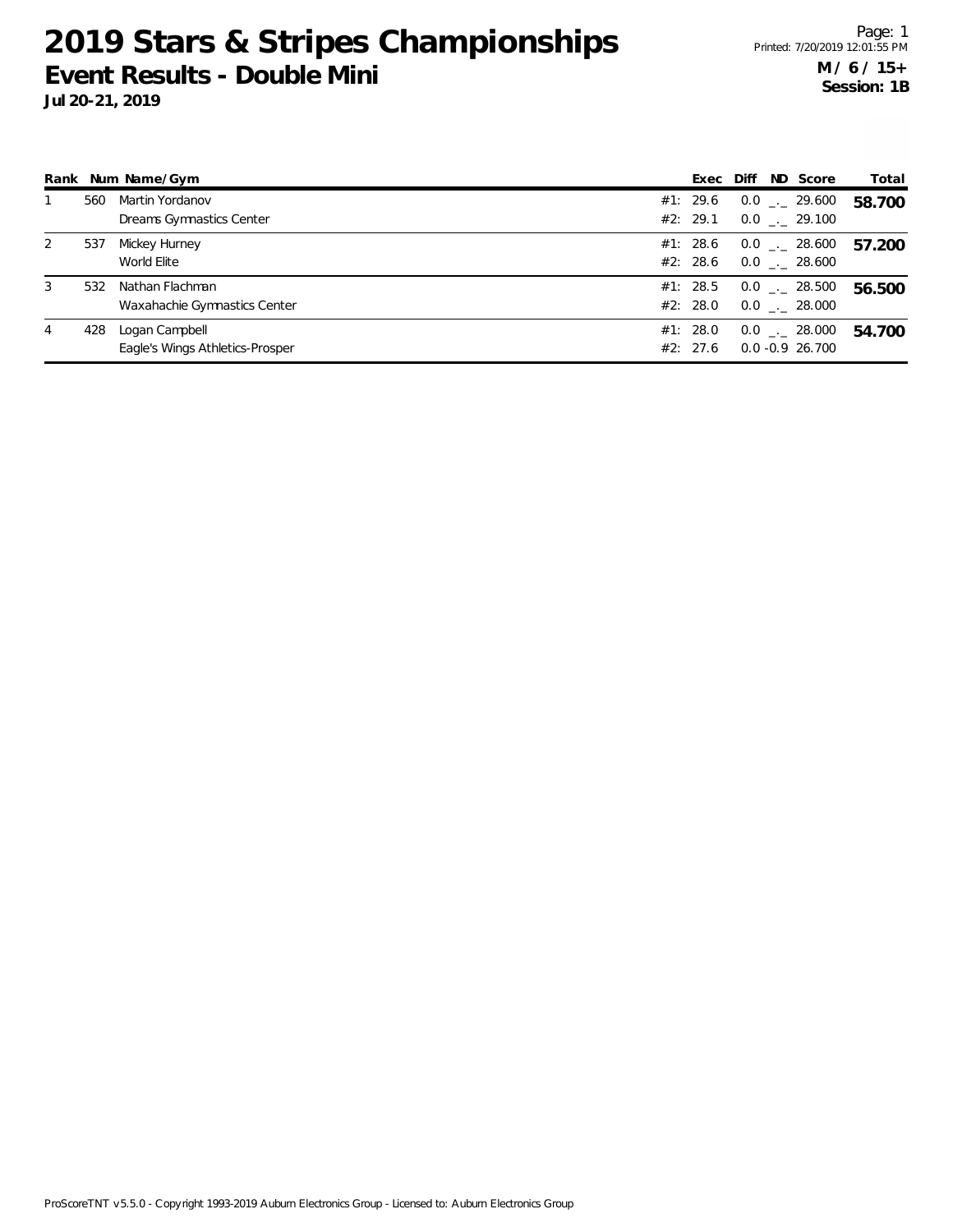# 2019 Stars & Stripes Championships

## Event Results - Double Mini

**Jul 20-21, 2019**

**M / 6 / 15+**
**Session: 1B**

| Rank | Num | Name/Gym | | Exec | Diff | ND | Score | Total |
|---|---|---|---|---|---|---|---|---|
| 1 | 560 | Martin Yordanov | #1: | 29.6 | 0.0 | _._ | 29.600 | **58.700** |
| | | Dreams Gymnastics Center | #2: | 29.1 | 0.0 | _._ | 29.100 | |
| 2 | 537 | Mickey Hurney | #1: | 28.6 | 0.0 | _._ | 28.600 | **57.200** |
| | | World Elite | #2: | 28.6 | 0.0 | _._ | 28.600 | |
| 3 | 532 | Nathan Flachman | #1: | 28.5 | 0.0 | _._ | 28.500 | **56.500** |
| | | Waxahachie Gymnastics Center | #2: | 28.0 | 0.0 | _._ | 28.000 | |
| 4 | 428 | Logan Campbell | #1: | 28.0 | 0.0 | _._ | 28.000 | **54.700** |
| | | Eagle's Wings Athletics-Prosper | #2: | 27.6 | 0.0 | -0.9 | 26.700 | |

ProScoreTNT v5.5.0 - Copyright 1993-2019 Auburn Electronics Group - Licensed to: Auburn Electronics Group